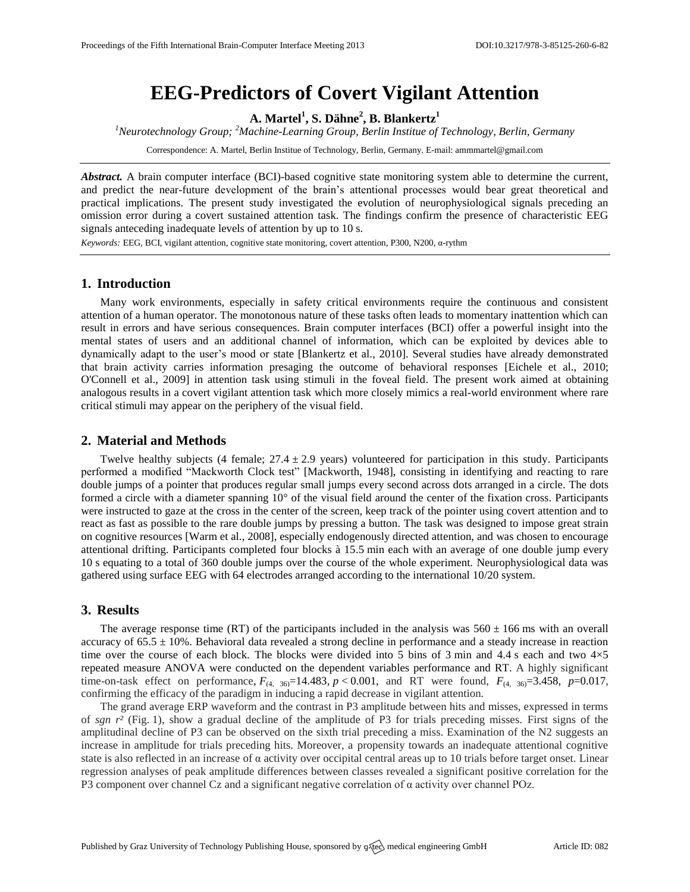# EEG-Predictors of Covert Vigilant Attention

**A. Martel[1], S. Dähne[2], B. Blankertz[1]**

*[1]Neurotechnology Group; [2]Machine-Learning Group, Berlin Institue of Technology, Berlin, Germany*

Correspondence: A. Martel, Berlin Institue of Technology, Berlin, Germany. E-mail: ammmartel@gmail.com

***Abstract.*** A brain computer interface (BCI)-based cognitive state monitoring system able to determine the current, and predict the near-future development of the brain's attentional processes would bear great theoretical and practical implications. The present study investigated the evolution of neurophysiological signals preceding an omission error during a covert sustained attention task. The findings confirm the presence of characteristic EEG signals anteceding inadequate levels of attention by up to 10 s.

*Keywords:* EEG, BCI, vigilant attention, cognitive state monitoring, covert attention, P300, N200, α-rythm

## 1. Introduction

Many work environments, especially in safety critical environments require the continuous and consistent attention of a human operator. The monotonous nature of these tasks often leads to momentary inattention which can result in errors and have serious consequences. Brain computer interfaces (BCI) offer a powerful insight into the mental states of users and an additional channel of information, which can be exploited by devices able to dynamically adapt to the user's mood or state [Blankertz et al., 2010]. Several studies have already demonstrated that brain activity carries information presaging the outcome of behavioral responses [Eichele et al., 2010; O'Connell et al., 2009] in attention task using stimuli in the foveal field. The present work aimed at obtaining analogous results in a covert vigilant attention task which more closely mimics a real-world environment where rare critical stimuli may appear on the periphery of the visual field.

## 2. Material and Methods

Twelve healthy subjects (4 female; 27.4 ± 2.9 years) volunteered for participation in this study. Participants performed a modified "Mackworth Clock test" [Mackworth, 1948], consisting in identifying and reacting to rare double jumps of a pointer that produces regular small jumps every second across dots arranged in a circle. The dots formed a circle with a diameter spanning 10° of the visual field around the center of the fixation cross. Participants were instructed to gaze at the cross in the center of the screen, keep track of the pointer using covert attention and to react as fast as possible to the rare double jumps by pressing a button. The task was designed to impose great strain on cognitive resources [Warm et al., 2008], especially endogenously directed attention, and was chosen to encourage attentional drifting. Participants completed four blocks à 15.5 min each with an average of one double jump every 10 s equating to a total of 360 double jumps over the course of the whole experiment. Neurophysiological data was gathered using surface EEG with 64 electrodes arranged according to the international 10/20 system.

## 3. Results

The average response time (RT) of the participants included in the analysis was 560 ± 166 ms with an overall accuracy of 65.5 ± 10%. Behavioral data revealed a strong decline in performance and a steady increase in reaction time over the course of each block. The blocks were divided into 5 bins of 3 min and 4.4 s each and two 4×5 repeated measure ANOVA were conducted on the dependent variables performance and RT. A highly significant time-on-task effect on performance, $F_{(4,\ 36)}=14.483$, $p < 0.001$, and RT were found, $F_{(4,\ 36)}=3.458$, $p=0.017$, confirming the efficacy of the paradigm in inducing a rapid decrease in vigilant attention.

The grand average ERP waveform and the contrast in P3 amplitude between hits and misses, expressed in terms of *sgn* $r^2$ (Fig. 1), show a gradual decline of the amplitude of P3 for trials preceding misses. First signs of the amplitudinal decline of P3 can be observed on the sixth trial preceding a miss. Examination of the N2 suggests an increase in amplitude for trials preceding hits. Moreover, a propensity towards an inadequate attentional cognitive state is also reflected in an increase of α activity over occipital central areas up to 10 trials before target onset. Linear regression analyses of peak amplitude differences between classes revealed a significant positive correlation for the P3 component over channel Cz and a significant negative correlation of α activity over channel POz.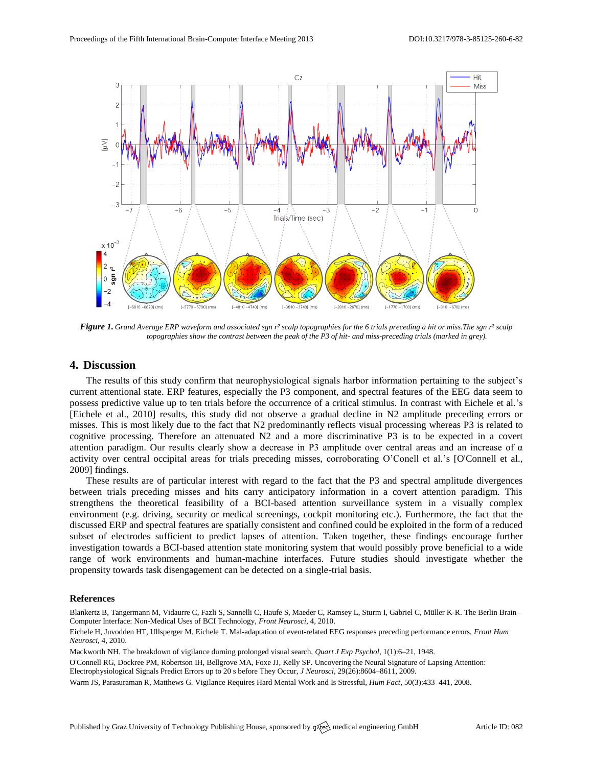Cz

Hit
Miss

[µV]

3
2
1
0
−1
−2
−3

−7 −6 −5 −4 −3 −2 −1 0

Trials/Time (sec)

x 10$^{-3}$

4
2
0
−2
−4

sgn r²

[−6810 −6670] (ms)
[−5770 −5700] (ms)
[−4810 −4740] (ms)
[−3810 −3740] (ms)
[−2810 −2670] (ms)
[−1770 −1700] (ms)
[−810 −670] (ms)

***Figure 1.*** *Grand Average ERP waveform and associated sgn r² scalp topographies for the 6 trials preceding a hit or miss.The sgn r² scalp topographies show the contrast between the peak of the P3 of hit- and miss-preceding trials (marked in grey).*

## 4. Discussion

The results of this study confirm that neurophysiological signals harbor information pertaining to the subject's current attentional state. ERP features, especially the P3 component, and spectral features of the EEG data seem to possess predictive value up to ten trials before the occurrence of a critical stimulus. In contrast with Eichele et al.'s [Eichele et al., 2010] results, this study did not observe a gradual decline in N2 amplitude preceding errors or misses. This is most likely due to the fact that N2 predominantly reflects visual processing whereas P3 is related to cognitive processing. Therefore an attenuated N2 and a more discriminative P3 is to be expected in a covert attention paradigm. Our results clearly show a decrease in P3 amplitude over central areas and an increase of α activity over central occipital areas for trials preceding misses, corroborating O'Conell et al.'s [O'Connell et al., 2009] findings.

These results are of particular interest with regard to the fact that the P3 and spectral amplitude divergences between trials preceding misses and hits carry anticipatory information in a covert attention paradigm. This strengthens the theoretical feasibility of a BCI-based attention surveillance system in a visually complex environment (e.g. driving, security or medical screenings, cockpit monitoring etc.). Furthermore, the fact that the discussed ERP and spectral features are spatially consistent and confined could be exploited in the form of a reduced subset of electrodes sufficient to predict lapses of attention. Taken together, these findings encourage further investigation towards a BCI-based attention state monitoring system that would possibly prove beneficial to a wide range of work environments and human-machine interfaces. Future studies should investigate whether the propensity towards task disengagement can be detected on a single-trial basis.

### References

Blankertz B, Tangermann M, Vidaurre C, Fazli S, Sannelli C, Haufe S, Maeder C, Ramsey L, Sturm I, Gabriel C, Müller K-R. The Berlin Brain–Computer Interface: Non-Medical Uses of BCI Technology, *Front Neurosci*, 4, 2010.

Eichele H, Juvodden HT, Ullsperger M, Eichele T. Mal-adaptation of event-related EEG responses preceding performance errors, *Front Hum Neurosci*, 4, 2010.

Mackworth NH. The breakdown of vigilance durning prolonged visual search, *Quart J Exp Psychol*, 1(1):6–21, 1948.

O'Connell RG, Dockree PM, Robertson IH, Bellgrove MA, Foxe JJ, Kelly SP. Uncovering the Neural Signature of Lapsing Attention: Electrophysiological Signals Predict Errors up to 20 s before They Occur, *J Neurosci*, 29(26):8604–8611, 2009.

Warm JS, Parasuraman R, Matthews G. Vigilance Requires Hard Mental Work and Is Stressful, *Hum Fact*, 50(3):433–441, 2008.